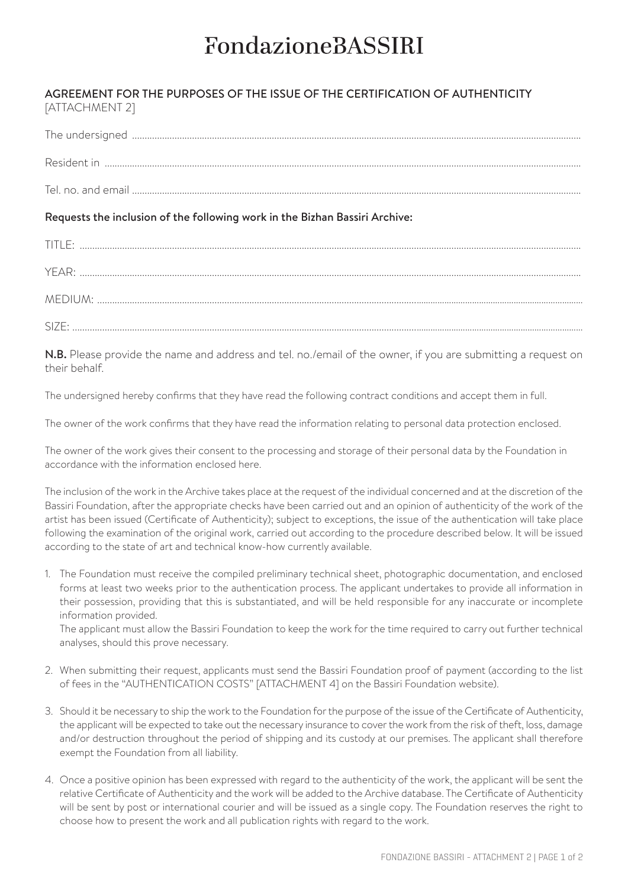# FondazioneBASSIRI

## AGREEMENT FOR THE PURPOSES OF THE ISSUE OF THE CERTIFICATION OF AUTHENTICITY
[ATTACHMENT 2]

The undersigned ..............................................................................................................................................................................

Resident in ........................................................................................................................................................................................

Tel. no. and email ..........................................................................................................................................................................

**Requests the inclusion of the following work in the Bizhan Bassiri Archive:**

TITLE: ...............................................................................................................................................................................................

YEAR: ...............................................................................................................................................................................................

MEDIUM: .........................................................................................................................................................................................

SIZE: ..................................................................................................................................................................................................

**N.B.** Please provide the name and address and tel. no./email of the owner, if you are submitting a request on their behalf.

The undersigned hereby confirms that they have read the following contract conditions and accept them in full.

The owner of the work confirms that they have read the information relating to personal data protection enclosed.

The owner of the work gives their consent to the processing and storage of their personal data by the Foundation in accordance with the information enclosed here.

The inclusion of the work in the Archive takes place at the request of the individual concerned and at the discretion of the Bassiri Foundation, after the appropriate checks have been carried out and an opinion of authenticity of the work of the artist has been issued (Certificate of Authenticity); subject to exceptions, the issue of the authentication will take place following the examination of the original work, carried out according to the procedure described below. It will be issued according to the state of art and technical know-how currently available.

1. The Foundation must receive the compiled preliminary technical sheet, photographic documentation, and enclosed forms at least two weeks prior to the authentication process. The applicant undertakes to provide all information in their possession, providing that this is substantiated, and will be held responsible for any inaccurate or incomplete information provided.
   The applicant must allow the Bassiri Foundation to keep the work for the time required to carry out further technical analyses, should this prove necessary.

2. When submitting their request, applicants must send the Bassiri Foundation proof of payment (according to the list of fees in the "AUTHENTICATION COSTS" [ATTACHMENT 4] on the Bassiri Foundation website).

3. Should it be necessary to ship the work to the Foundation for the purpose of the issue of the Certificate of Authenticity, the applicant will be expected to take out the necessary insurance to cover the work from the risk of theft, loss, damage and/or destruction throughout the period of shipping and its custody at our premises. The applicant shall therefore exempt the Foundation from all liability.

4. Once a positive opinion has been expressed with regard to the authenticity of the work, the applicant will be sent the relative Certificate of Authenticity and the work will be added to the Archive database. The Certificate of Authenticity will be sent by post or international courier and will be issued as a single copy. The Foundation reserves the right to choose how to present the work and all publication rights with regard to the work.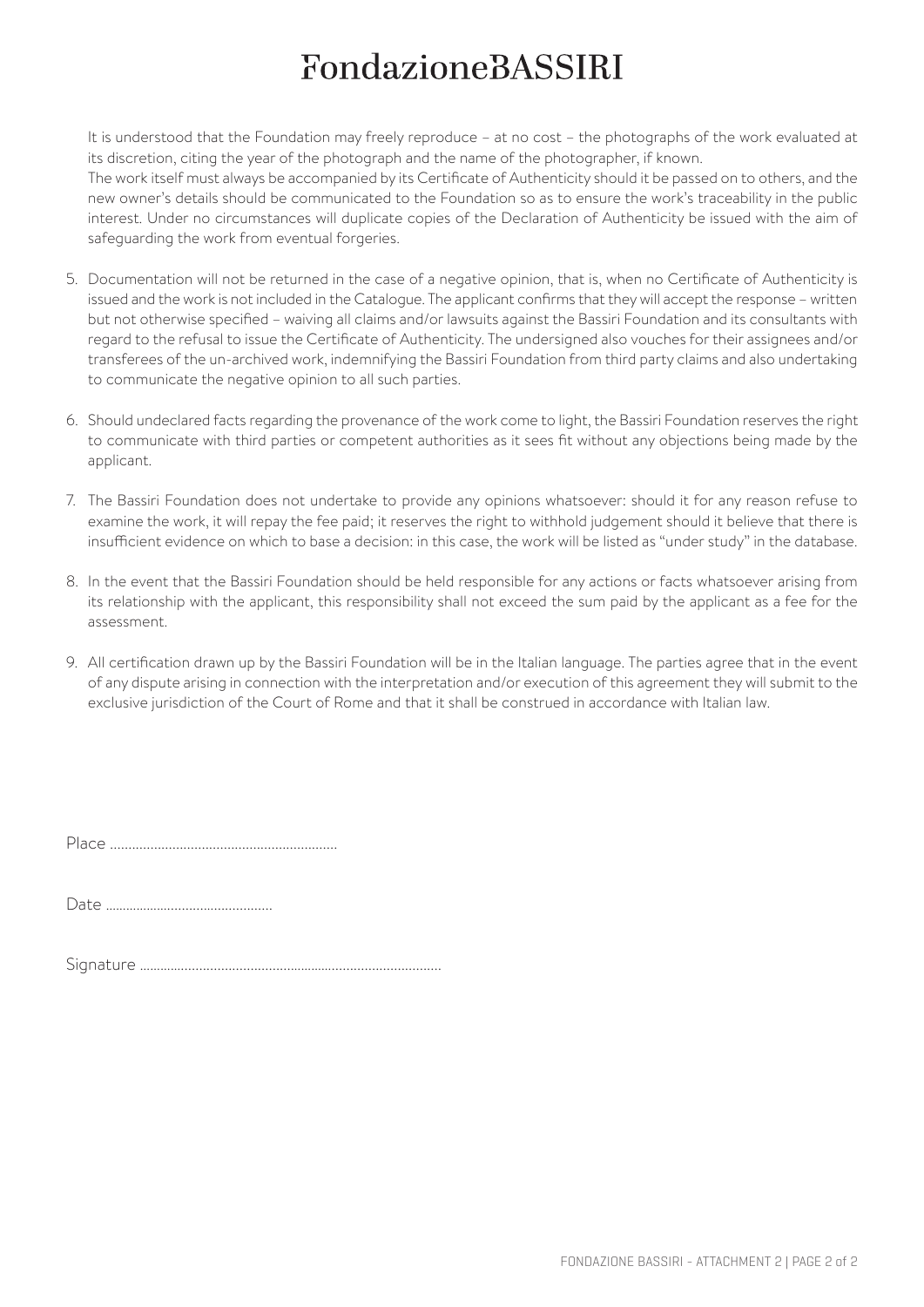It is understood that the Foundation may freely reproduce – at no cost – the photographs of the work evaluated at its discretion, citing the year of the photograph and the name of the photographer, if known.
The work itself must always be accompanied by its Certificate of Authenticity should it be passed on to others, and the new owner's details should be communicated to the Foundation so as to ensure the work's traceability in the public interest. Under no circumstances will duplicate copies of the Declaration of Authenticity be issued with the aim of safeguarding the work from eventual forgeries.

5. Documentation will not be returned in the case of a negative opinion, that is, when no Certificate of Authenticity is issued and the work is not included in the Catalogue. The applicant confirms that they will accept the response – written but not otherwise specified – waiving all claims and/or lawsuits against the Bassiri Foundation and its consultants with regard to the refusal to issue the Certificate of Authenticity. The undersigned also vouches for their assignees and/or transferees of the un-archived work, indemnifying the Bassiri Foundation from third party claims and also undertaking to communicate the negative opinion to all such parties.

6. Should undeclared facts regarding the provenance of the work come to light, the Bassiri Foundation reserves the right to communicate with third parties or competent authorities as it sees fit without any objections being made by the applicant.

7. The Bassiri Foundation does not undertake to provide any opinions whatsoever: should it for any reason refuse to examine the work, it will repay the fee paid; it reserves the right to withhold judgement should it believe that there is insufficient evidence on which to base a decision: in this case, the work will be listed as "under study" in the database.

8. In the event that the Bassiri Foundation should be held responsible for any actions or facts whatsoever arising from its relationship with the applicant, this responsibility shall not exceed the sum paid by the applicant as a fee for the assessment.

9. All certification drawn up by the Bassiri Foundation will be in the Italian language. The parties agree that in the event of any dispute arising in connection with the interpretation and/or execution of this agreement they will submit to the exclusive jurisdiction of the Court of Rome and that it shall be construed in accordance with Italian law.

Place ..............................................................

Date ...............................................

Signature ...................................................................................